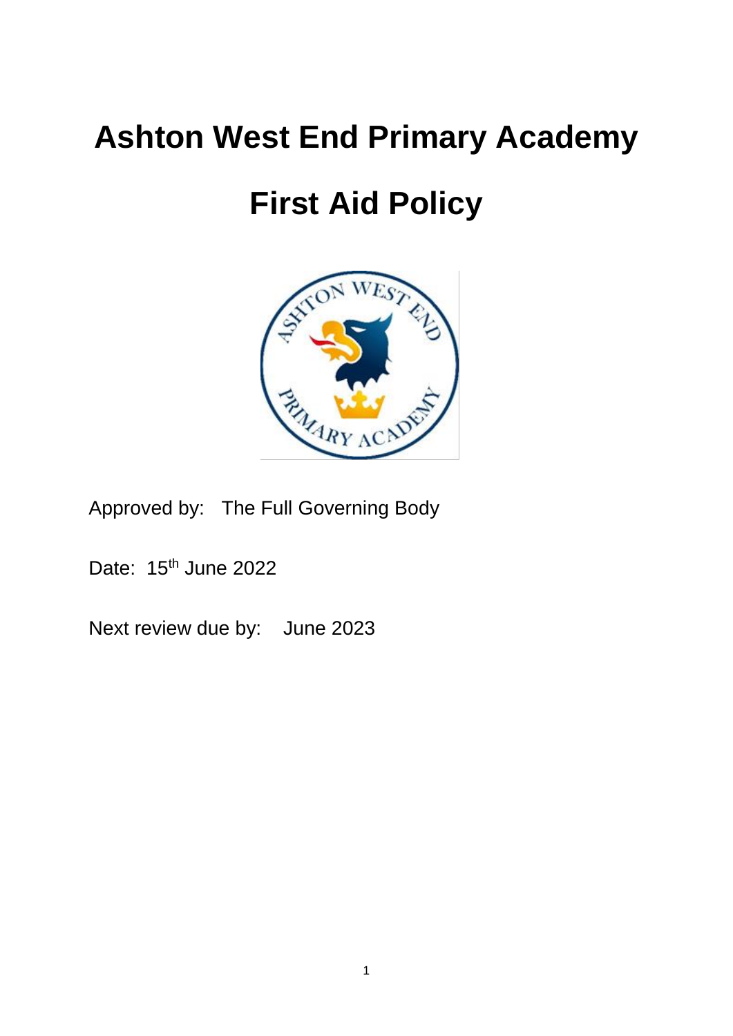# Ashton West End Primary Academy

# First Aid Policy

Approved by: The Full Governing Body

Date: 15th June 2022

Next review due by: June 2023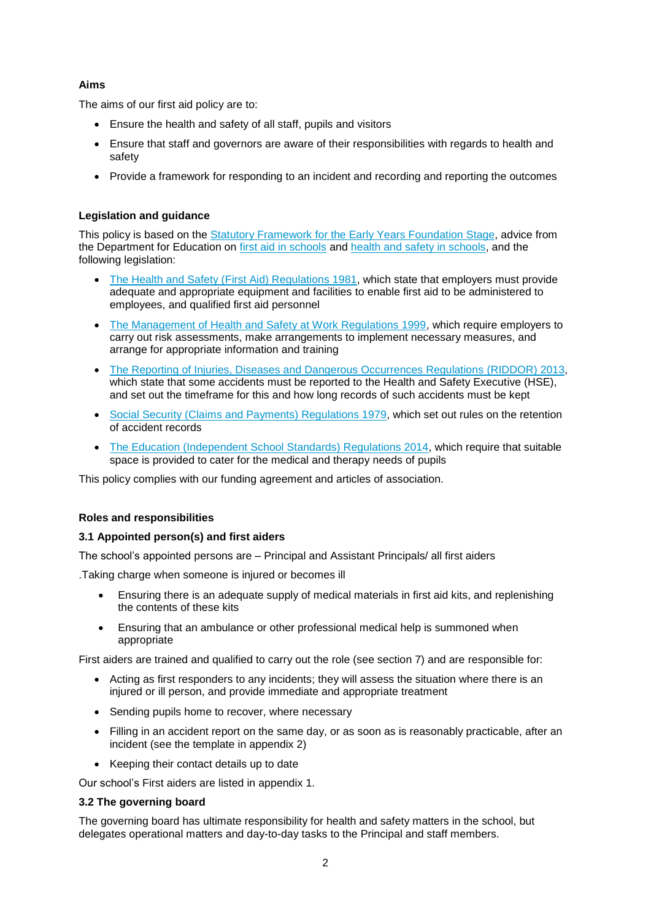## Aims

The aims of our first aid policy are to:

- Ensure the health and safety of all staff, pupils and visitors
- Ensure that staff and governors are aware of their responsibilities with regards to health and safety
- Provide a framework for responding to an incident and recording and reporting the outcomes

## Legislation and guidance

This policy is based on the Statutory Framework for the Early Years Foundation Stage, advice from the Department for Education on first aid in schools and health and safety in schools, and the following legislation:

- The Health and Safety (First Aid) Regulations 1981, which state that employers must provide adequate and appropriate equipment and facilities to enable first aid to be administered to employees, and qualified first aid personnel
- The Management of Health and Safety at Work Regulations 1999, which require employers to carry out risk assessments, make arrangements to implement necessary measures, and arrange for appropriate information and training
- The Reporting of Injuries, Diseases and Dangerous Occurrences Regulations (RIDDOR) 2013, which state that some accidents must be reported to the Health and Safety Executive (HSE), and set out the timeframe for this and how long records of such accidents must be kept
- Social Security (Claims and Payments) Regulations 1979, which set out rules on the retention of accident records
- The Education (Independent School Standards) Regulations 2014, which require that suitable space is provided to cater for the medical and therapy needs of pupils

This policy complies with our funding agreement and articles of association.

## Roles and responsibilities

### 3.1 Appointed person(s) and first aiders

The school's appointed persons are – Principal and Assistant Principals/ all first aiders

.Taking charge when someone is injured or becomes ill

- Ensuring there is an adequate supply of medical materials in first aid kits, and replenishing the contents of these kits
- Ensuring that an ambulance or other professional medical help is summoned when appropriate

First aiders are trained and qualified to carry out the role (see section 7) and are responsible for:

- Acting as first responders to any incidents; they will assess the situation where there is an injured or ill person, and provide immediate and appropriate treatment
- Sending pupils home to recover, where necessary
- Filling in an accident report on the same day, or as soon as is reasonably practicable, after an incident (see the template in appendix 2)
- Keeping their contact details up to date

Our school's First aiders are listed in appendix 1.

### 3.2 The governing board

The governing board has ultimate responsibility for health and safety matters in the school, but delegates operational matters and day-to-day tasks to the Principal and staff members.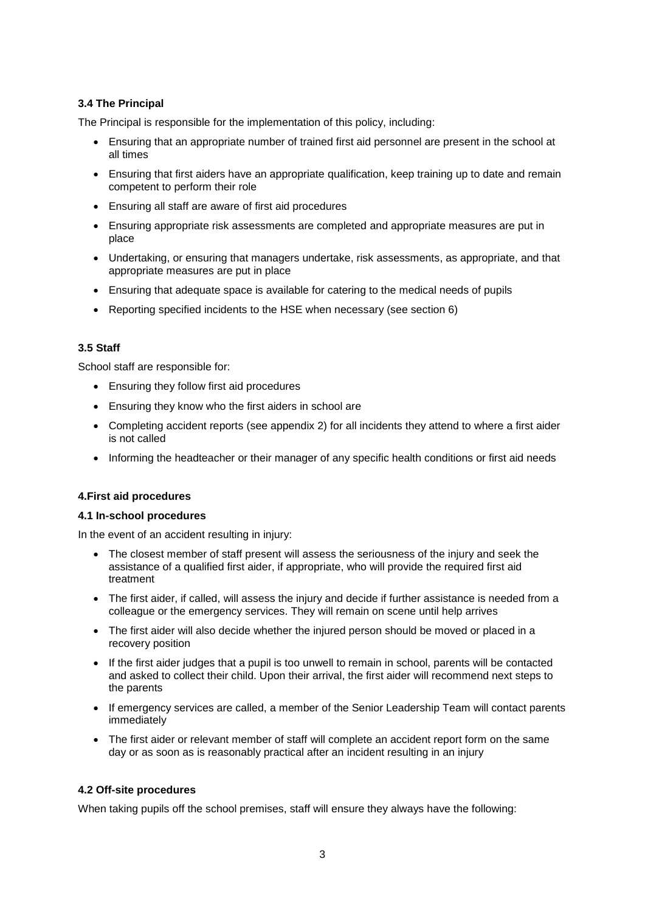### 3.4 The Principal

The Principal is responsible for the implementation of this policy, including:

- Ensuring that an appropriate number of trained first aid personnel are present in the school at all times
- Ensuring that first aiders have an appropriate qualification, keep training up to date and remain competent to perform their role
- Ensuring all staff are aware of first aid procedures
- Ensuring appropriate risk assessments are completed and appropriate measures are put in place
- Undertaking, or ensuring that managers undertake, risk assessments, as appropriate, and that appropriate measures are put in place
- Ensuring that adequate space is available for catering to the medical needs of pupils
- Reporting specified incidents to the HSE when necessary (see section 6)

### 3.5 Staff

School staff are responsible for:

- Ensuring they follow first aid procedures
- Ensuring they know who the first aiders in school are
- Completing accident reports (see appendix 2) for all incidents they attend to where a first aider is not called
- Informing the headteacher or their manager of any specific health conditions or first aid needs

## 4.First aid procedures

### 4.1 In-school procedures

In the event of an accident resulting in injury:

- The closest member of staff present will assess the seriousness of the injury and seek the assistance of a qualified first aider, if appropriate, who will provide the required first aid treatment
- The first aider, if called, will assess the injury and decide if further assistance is needed from a colleague or the emergency services. They will remain on scene until help arrives
- The first aider will also decide whether the injured person should be moved or placed in a recovery position
- If the first aider judges that a pupil is too unwell to remain in school, parents will be contacted and asked to collect their child. Upon their arrival, the first aider will recommend next steps to the parents
- If emergency services are called, a member of the Senior Leadership Team will contact parents immediately
- The first aider or relevant member of staff will complete an accident report form on the same day or as soon as is reasonably practical after an incident resulting in an injury

### 4.2 Off-site procedures

When taking pupils off the school premises, staff will ensure they always have the following: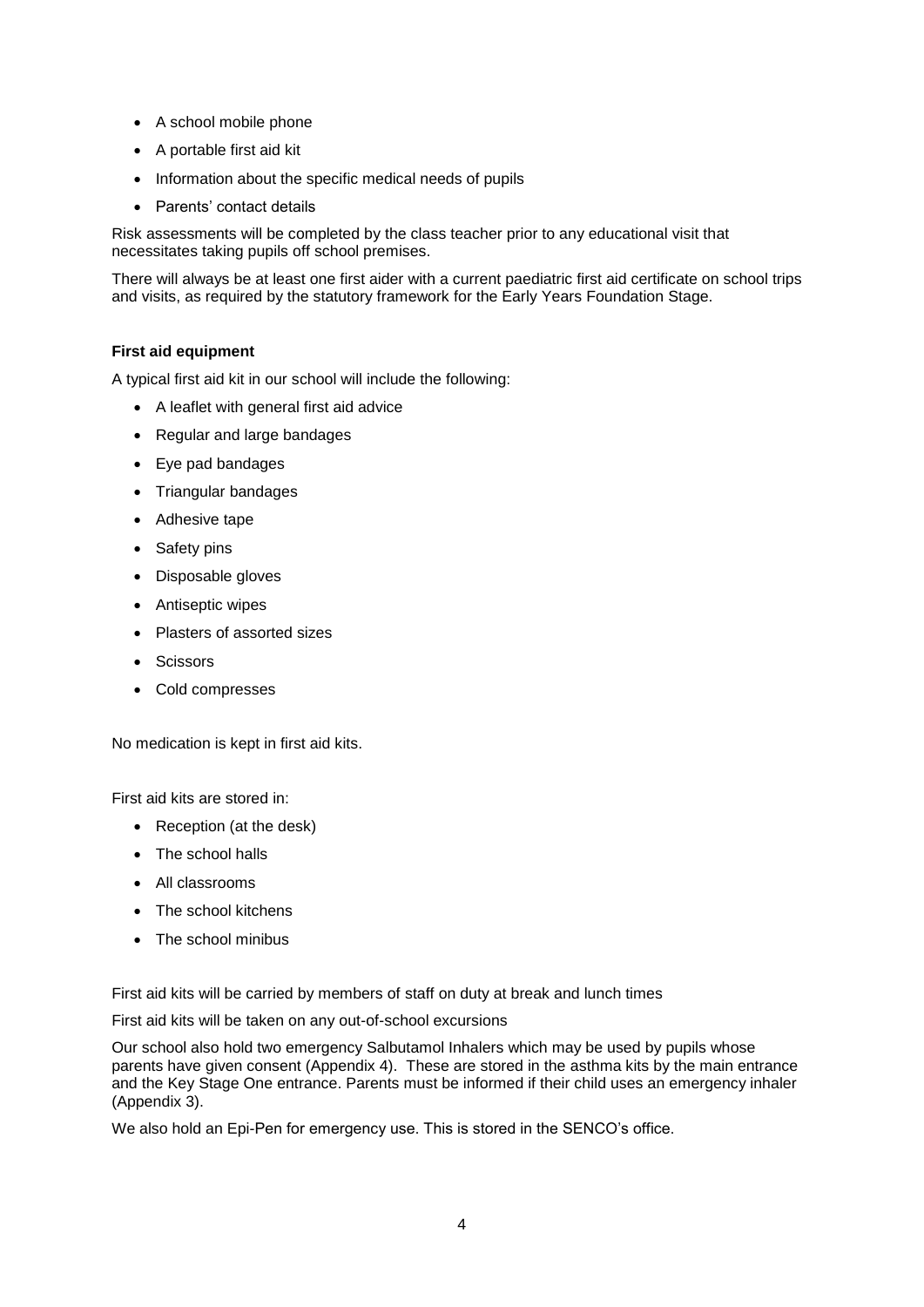- A school mobile phone
- A portable first aid kit
- Information about the specific medical needs of pupils
- Parents' contact details

Risk assessments will be completed by the class teacher prior to any educational visit that necessitates taking pupils off school premises.

There will always be at least one first aider with a current paediatric first aid certificate on school trips and visits, as required by the statutory framework for the Early Years Foundation Stage.

**First aid equipment**

A typical first aid kit in our school will include the following:

- A leaflet with general first aid advice
- Regular and large bandages
- Eye pad bandages
- Triangular bandages
- Adhesive tape
- Safety pins
- Disposable gloves
- Antiseptic wipes
- Plasters of assorted sizes
- Scissors
- Cold compresses

No medication is kept in first aid kits.

First aid kits are stored in:

- Reception (at the desk)
- The school halls
- All classrooms
- The school kitchens
- The school minibus

First aid kits will be carried by members of staff on duty at break and lunch times

First aid kits will be taken on any out-of-school excursions

Our school also hold two emergency Salbutamol Inhalers which may be used by pupils whose parents have given consent (Appendix 4). These are stored in the asthma kits by the main entrance and the Key Stage One entrance. Parents must be informed if their child uses an emergency inhaler (Appendix 3).

We also hold an Epi-Pen for emergency use. This is stored in the SENCO's office.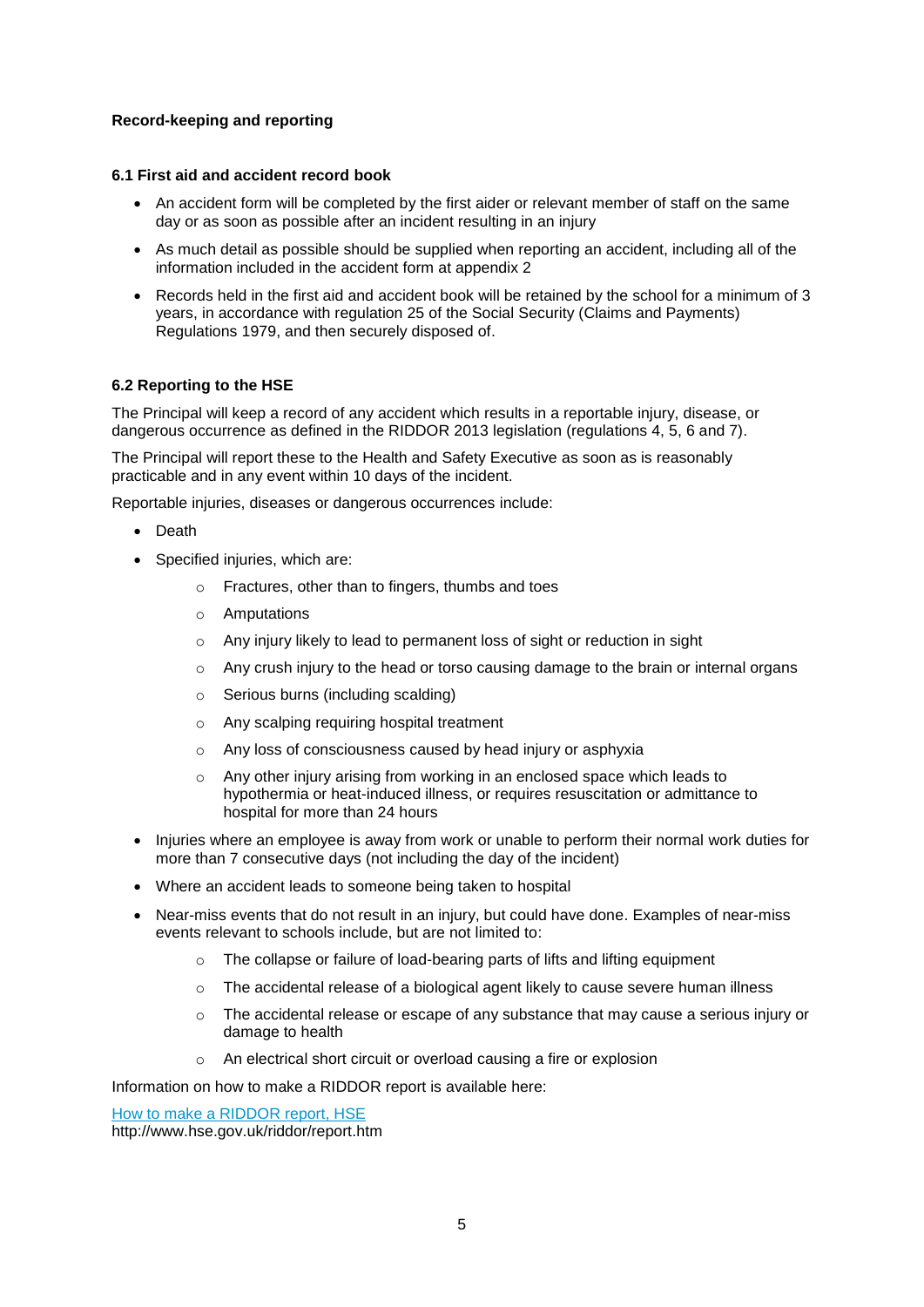## Record-keeping and reporting

### 6.1 First aid and accident record book

- An accident form will be completed by the first aider or relevant member of staff on the same day or as soon as possible after an incident resulting in an injury
- As much detail as possible should be supplied when reporting an accident, including all of the information included in the accident form at appendix 2
- Records held in the first aid and accident book will be retained by the school for a minimum of 3 years, in accordance with regulation 25 of the Social Security (Claims and Payments) Regulations 1979, and then securely disposed of.

### 6.2 Reporting to the HSE

The Principal will keep a record of any accident which results in a reportable injury, disease, or dangerous occurrence as defined in the RIDDOR 2013 legislation (regulations 4, 5, 6 and 7).

The Principal will report these to the Health and Safety Executive as soon as is reasonably practicable and in any event within 10 days of the incident.

Reportable injuries, diseases or dangerous occurrences include:

- Death
- Specified injuries, which are:
    - Fractures, other than to fingers, thumbs and toes
    - Amputations
    - Any injury likely to lead to permanent loss of sight or reduction in sight
    - Any crush injury to the head or torso causing damage to the brain or internal organs
    - Serious burns (including scalding)
    - Any scalping requiring hospital treatment
    - Any loss of consciousness caused by head injury or asphyxia
    - Any other injury arising from working in an enclosed space which leads to hypothermia or heat-induced illness, or requires resuscitation or admittance to hospital for more than 24 hours
- Injuries where an employee is away from work or unable to perform their normal work duties for more than 7 consecutive days (not including the day of the incident)
- Where an accident leads to someone being taken to hospital
- Near-miss events that do not result in an injury, but could have done. Examples of near-miss events relevant to schools include, but are not limited to:
    - The collapse or failure of load-bearing parts of lifts and lifting equipment
    - The accidental release of a biological agent likely to cause severe human illness
    - The accidental release or escape of any substance that may cause a serious injury or damage to health
    - An electrical short circuit or overload causing a fire or explosion

Information on how to make a RIDDOR report is available here:

[How to make a RIDDOR report, HSE](http://www.hse.gov.uk/riddor/report.htm)
http://www.hse.gov.uk/riddor/report.htm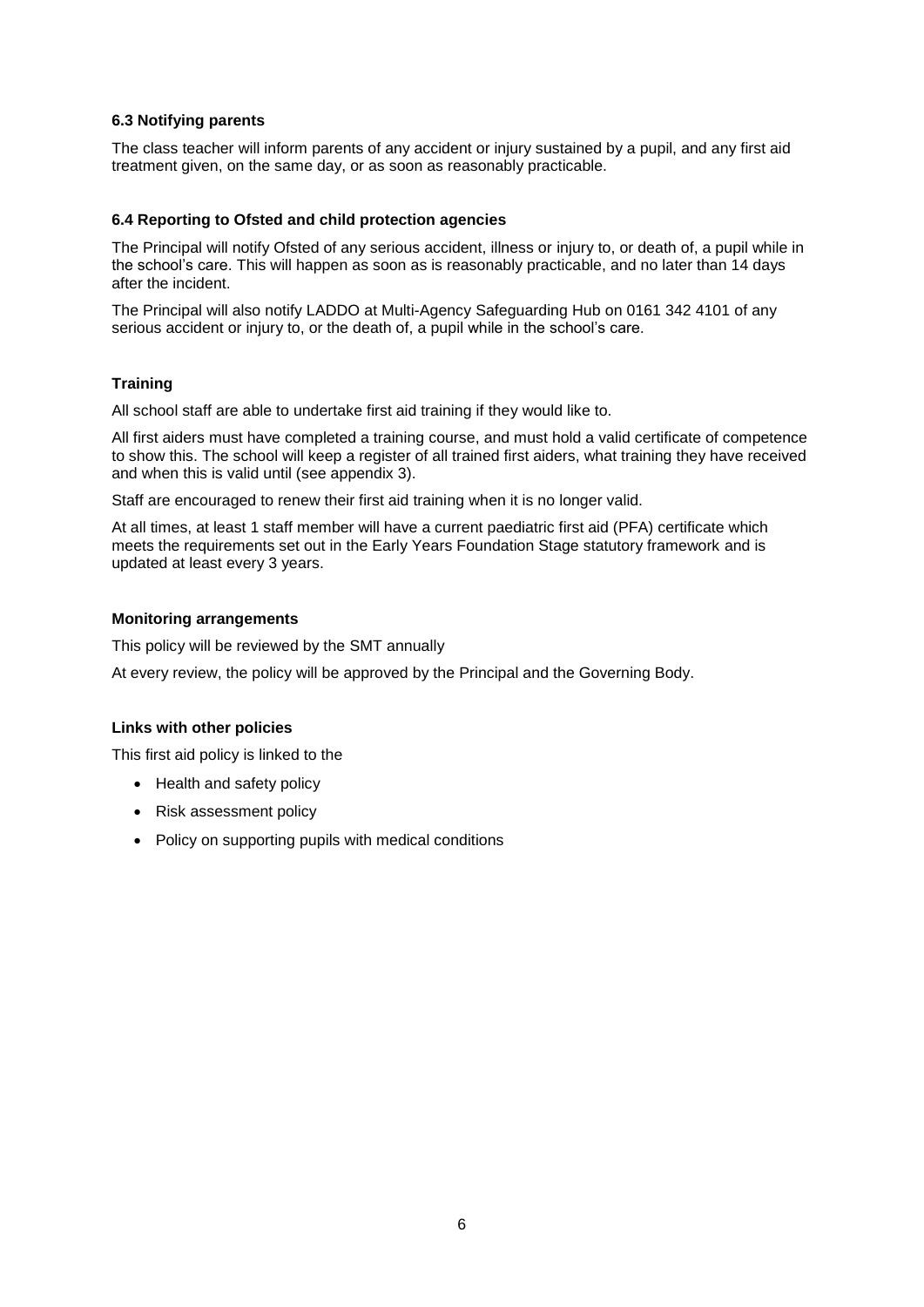### 6.3 Notifying parents

The class teacher will inform parents of any accident or injury sustained by a pupil, and any first aid treatment given, on the same day, or as soon as reasonably practicable.

### 6.4 Reporting to Ofsted and child protection agencies

The Principal will notify Ofsted of any serious accident, illness or injury to, or death of, a pupil while in the school's care. This will happen as soon as is reasonably practicable, and no later than 14 days after the incident.

The Principal will also notify LADDO at Multi-Agency Safeguarding Hub on 0161 342 4101 of any serious accident or injury to, or the death of, a pupil while in the school's care.

## Training

All school staff are able to undertake first aid training if they would like to.

All first aiders must have completed a training course, and must hold a valid certificate of competence to show this. The school will keep a register of all trained first aiders, what training they have received and when this is valid until (see appendix 3).

Staff are encouraged to renew their first aid training when it is no longer valid.

At all times, at least 1 staff member will have a current paediatric first aid (PFA) certificate which meets the requirements set out in the Early Years Foundation Stage statutory framework and is updated at least every 3 years.

## Monitoring arrangements

This policy will be reviewed by the SMT annually

At every review, the policy will be approved by the Principal and the Governing Body.

## Links with other policies

This first aid policy is linked to the

- Health and safety policy
- Risk assessment policy
- Policy on supporting pupils with medical conditions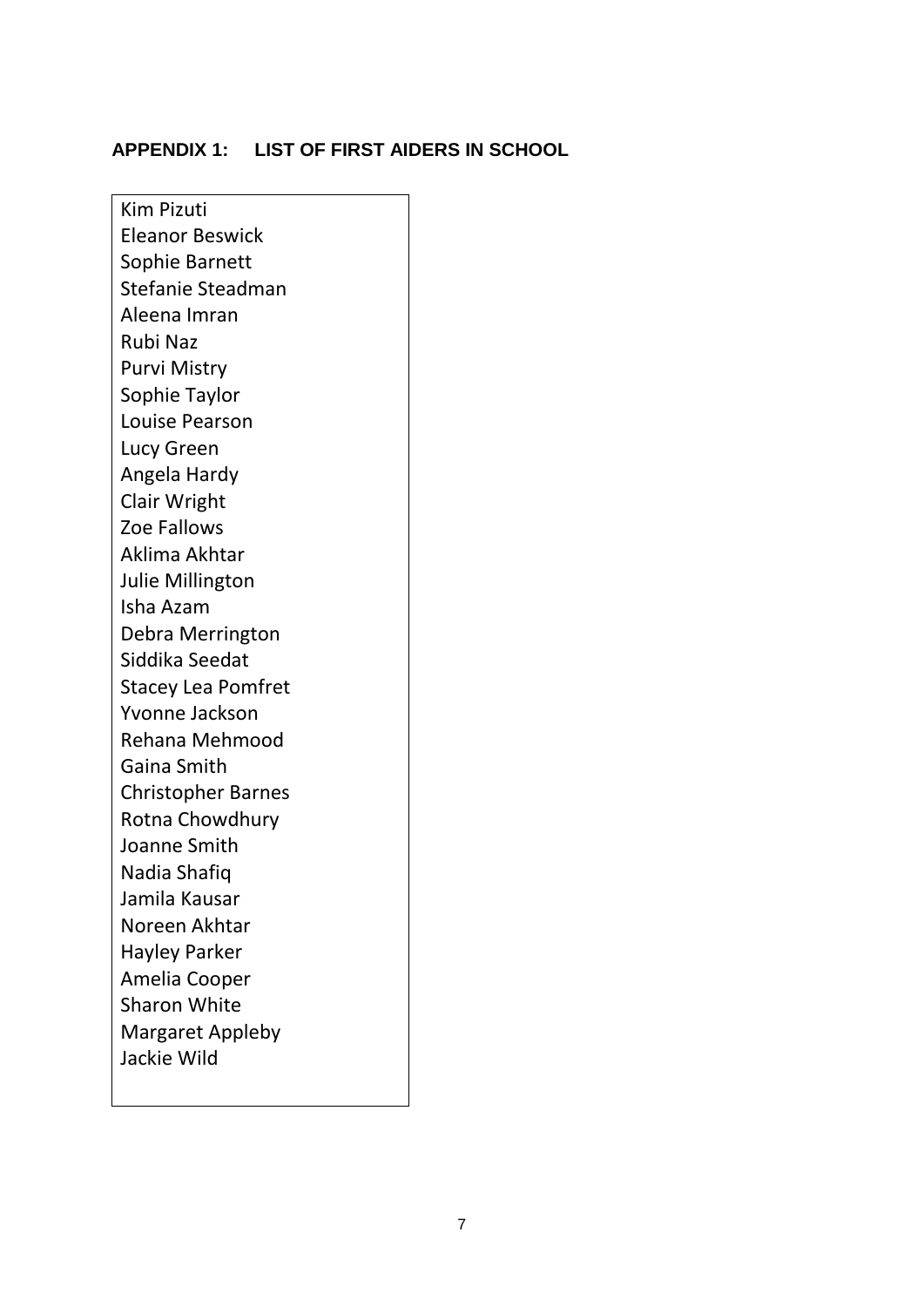## APPENDIX 1: LIST OF FIRST AIDERS IN SCHOOL

| |
|---|
| Kim Pizuti |
| Eleanor Beswick |
| Sophie Barnett |
| Stefanie Steadman |
| Aleena Imran |
| Rubi Naz |
| Purvi Mistry |
| Sophie Taylor |
| Louise Pearson |
| Lucy Green |
| Angela Hardy |
| Clair Wright |
| Zoe Fallows |
| Aklima Akhtar |
| Julie Millington |
| Isha Azam |
| Debra Merrington |
| Siddika Seedat |
| Stacey Lea Pomfret |
| Yvonne Jackson |
| Rehana Mehmood |
| Gaina Smith |
| Christopher Barnes |
| Rotna Chowdhury |
| Joanne Smith |
| Nadia Shafiq |
| Jamila Kausar |
| Noreen Akhtar |
| Hayley Parker |
| Amelia Cooper |
| Sharon White |
| Margaret Appleby |
| Jackie Wild |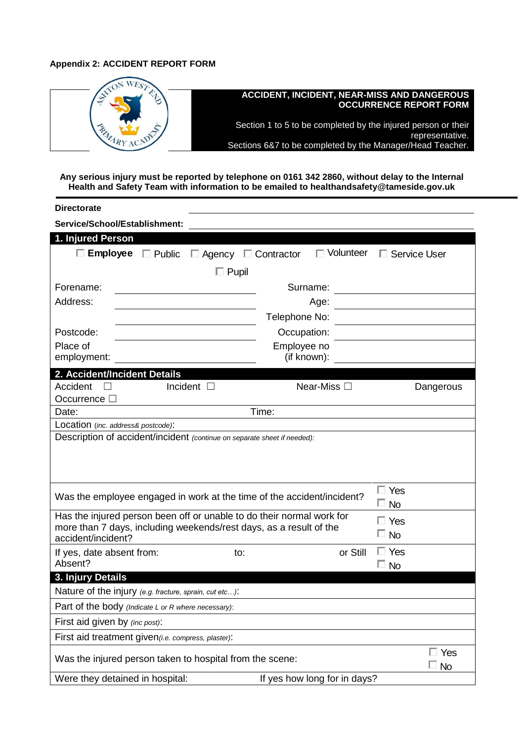**Appendix 2: ACCIDENT REPORT FORM**

**ACCIDENT, INCIDENT, NEAR-MISS AND DANGEROUS OCCURRENCE REPORT FORM**

Section 1 to 5 to be completed by the injured person or their representative.
Sections 6&7 to be completed by the Manager/Head Teacher.

**Any serious injury must be reported by telephone on 0161 342 2860, without delay to the Internal Health and Safety Team with information to be emailed to healthandsafety@tameside.gov.uk**

**Directorate** ____________________

**Service/School/Establishment:** ____________________

## 1. Injured Person

☐ **Employee** ☐ Public ☐ Agency ☐ Contractor ☐ Volunteer ☐ Service User ☐ Pupil

| | | | |
|---|---|---|---|
| Forename: | | Surname: | |
| Address: | | Age: | |
| | | Telephone No: | |
| Postcode: | | Occupation: | |
| Place of employment: | | Employee no (if known): | |

## 2. Accident/Incident Details

Accident ☐ Incident ☐ Near-Miss ☐ Dangerous Occurrence ☐

| | |
|---|---|
| Date: | Time: |

Location *(inc. address& postcode)*:

Description of accident/incident *(continue on separate sheet if needed)*:

| | |
|---|---|
| Was the employee engaged in work at the time of the accident/incident? | ☐ Yes ☐ No |
| Has the injured person been off or unable to do their normal work for more than 7 days, including weekends/rest days, as a result of the accident/incident? | ☐ Yes ☐ No |
| If yes, date absent from: to: or Still Absent? | ☐ Yes ☐ No |

## 3. Injury Details

Nature of the injury *(e.g. fracture, sprain, cut etc…)*:

Part of the body *(Indicate L or R where necessary)*:

First aid given by *(inc post)*:

First aid treatment given*(i.e. compress, plaster)*:

| | |
|---|---|
| Was the injured person taken to hospital from the scene: | ☐ Yes ☐ No |
| Were they detained in hospital: | If yes how long for in days? |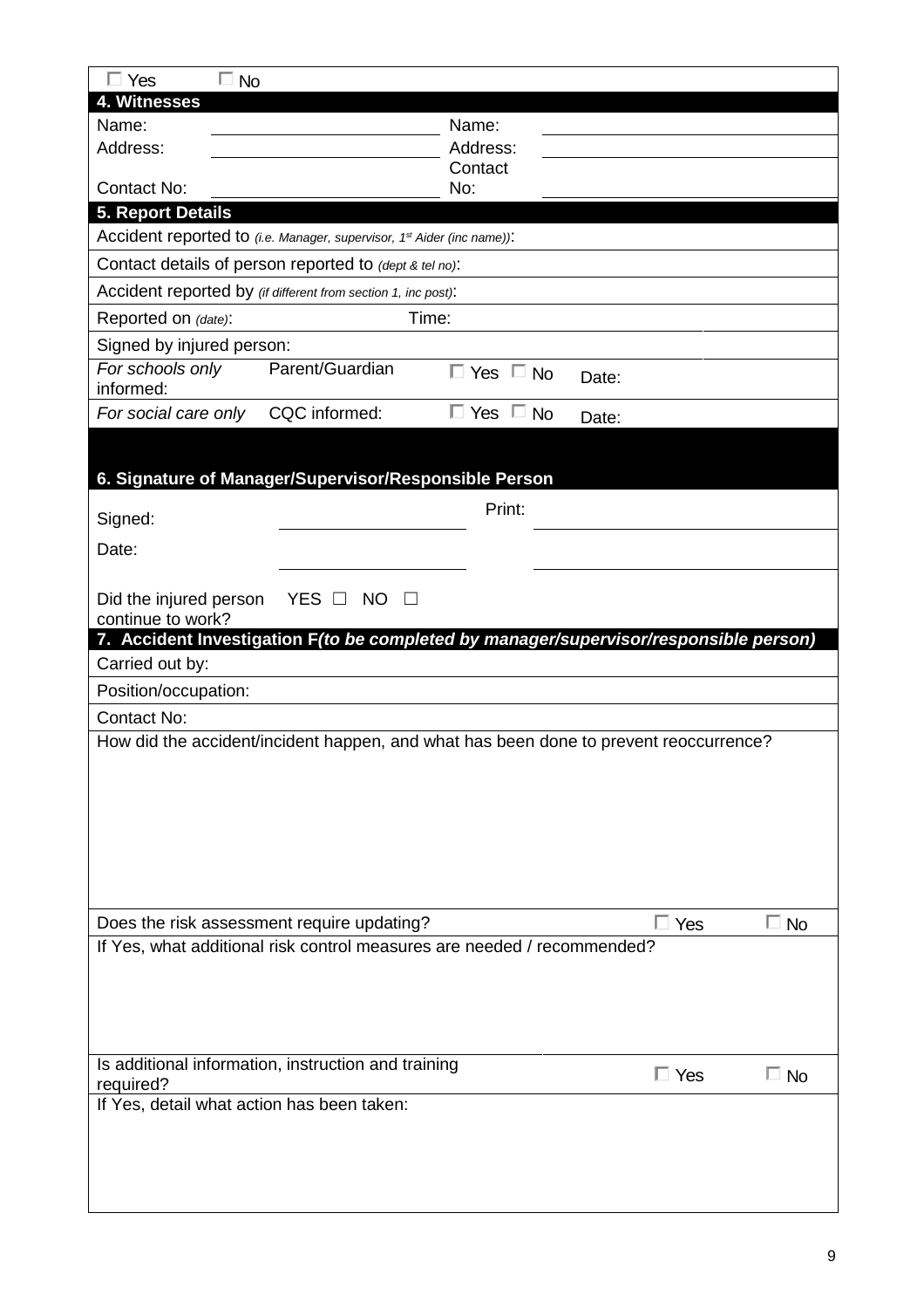☐ Yes ☐ No

**4. Witnesses**

| Name: | | Name: | |
|---|---|---|---|
| Address: | | Address: | |
| Contact No: | | Contact No: | |

**5. Report Details**

Accident reported to *(i.e. Manager, supervisor, 1st Aider (inc name))*:

Contact details of person reported to *(dept & tel no)*:

Accident reported by *(if different from section 1, inc post)*:

Reported on *(date)*: Time:

Signed by injured person:

*For schools only* Parent/Guardian informed: ☐ Yes ☐ No Date:

*For social care only* CQC informed: ☐ Yes ☐ No Date:

**6. Signature of Manager/Supervisor/Responsible Person**

| Signed: | | Print: | |
|---|---|---|---|
| Date: | | | |

Did the injured person continue to work? YES ☐ NO ☐

**7. Accident Investigation F*(to be completed by manager/supervisor/responsible person)***

Carried out by:

Position/occupation:

Contact No:

How did the accident/incident happen, and what has been done to prevent reoccurrence?

Does the risk assessment require updating? ☐ Yes ☐ No

If Yes, what additional risk control measures are needed / recommended?

Is additional information, instruction and training required? ☐ Yes ☐ No

If Yes, detail what action has been taken: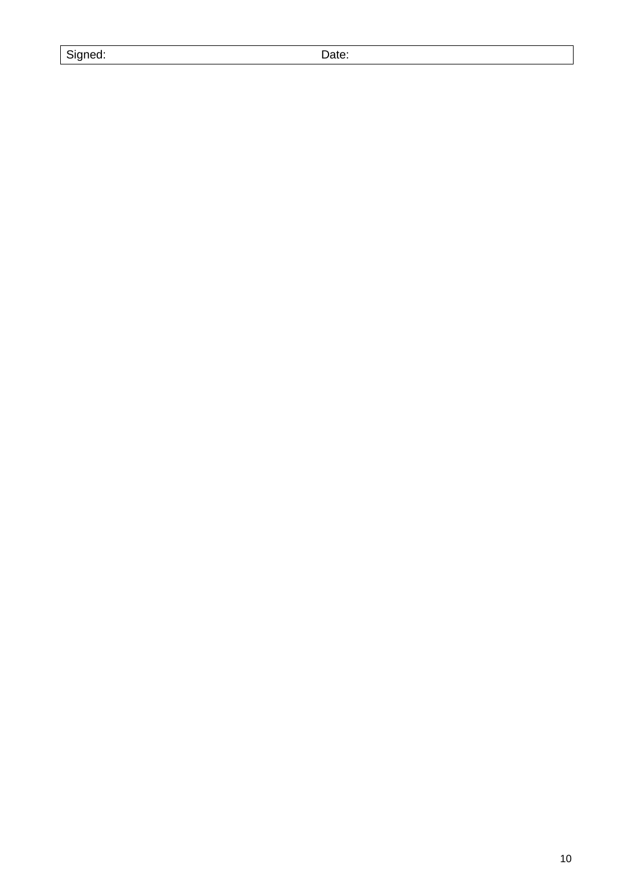| Signed: | Date: |
|---|---|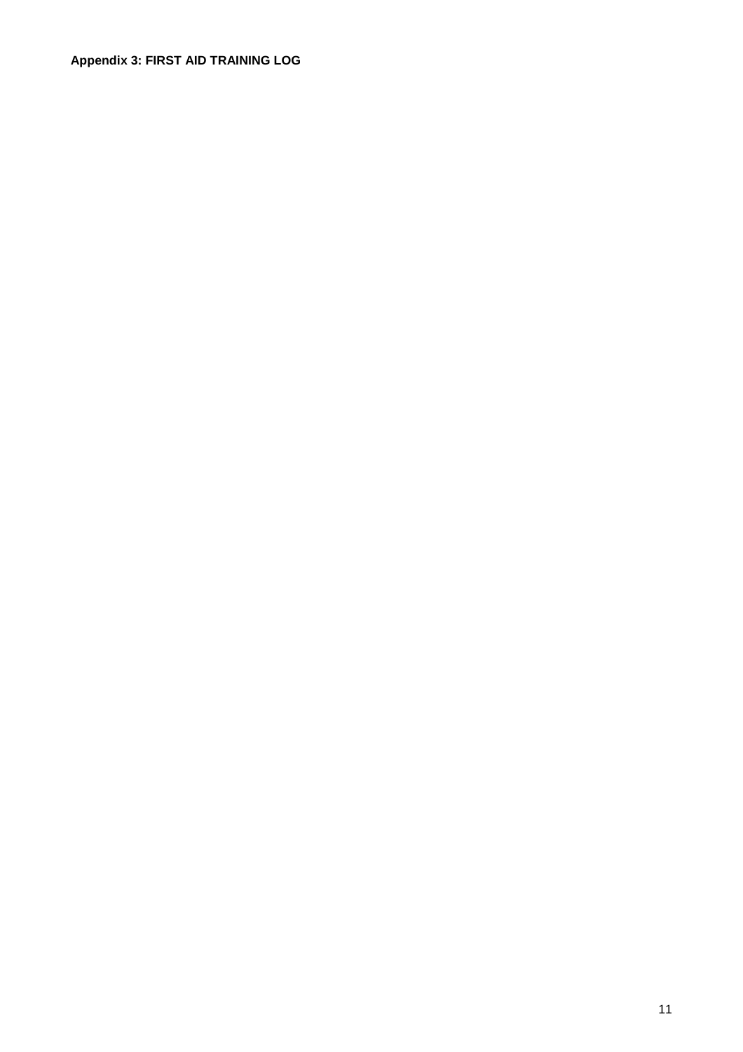**Appendix 3: FIRST AID TRAINING LOG**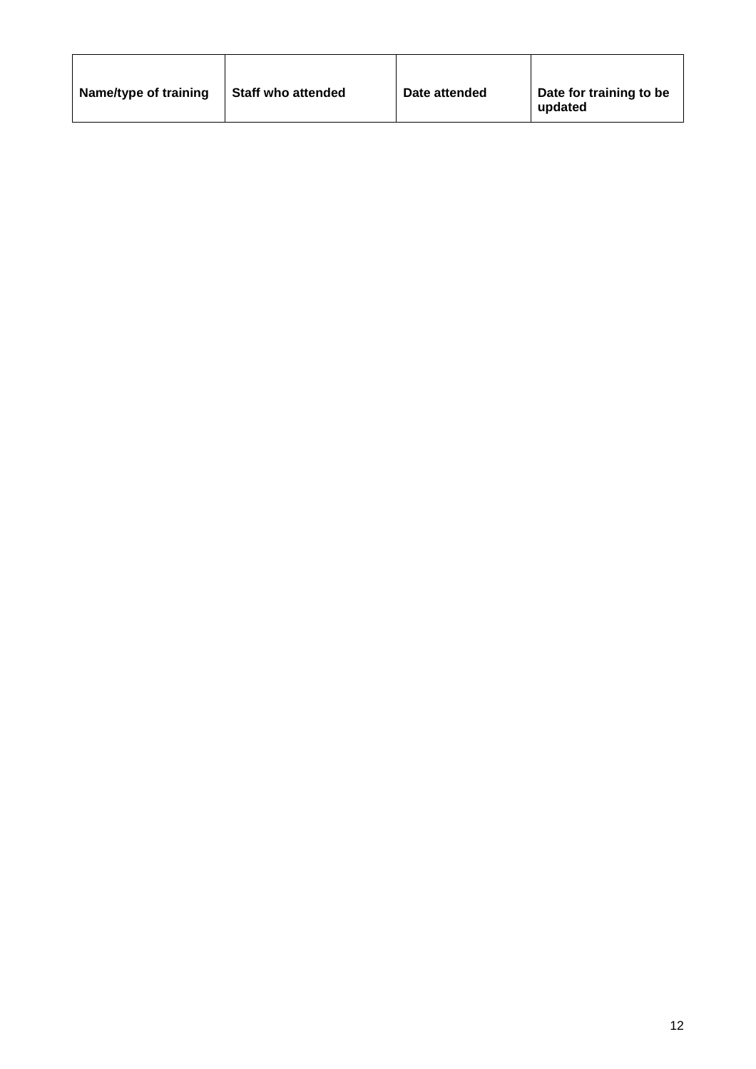| Name/type of training | Staff who attended | Date attended | Date for training to be updated |
|---|---|---|---|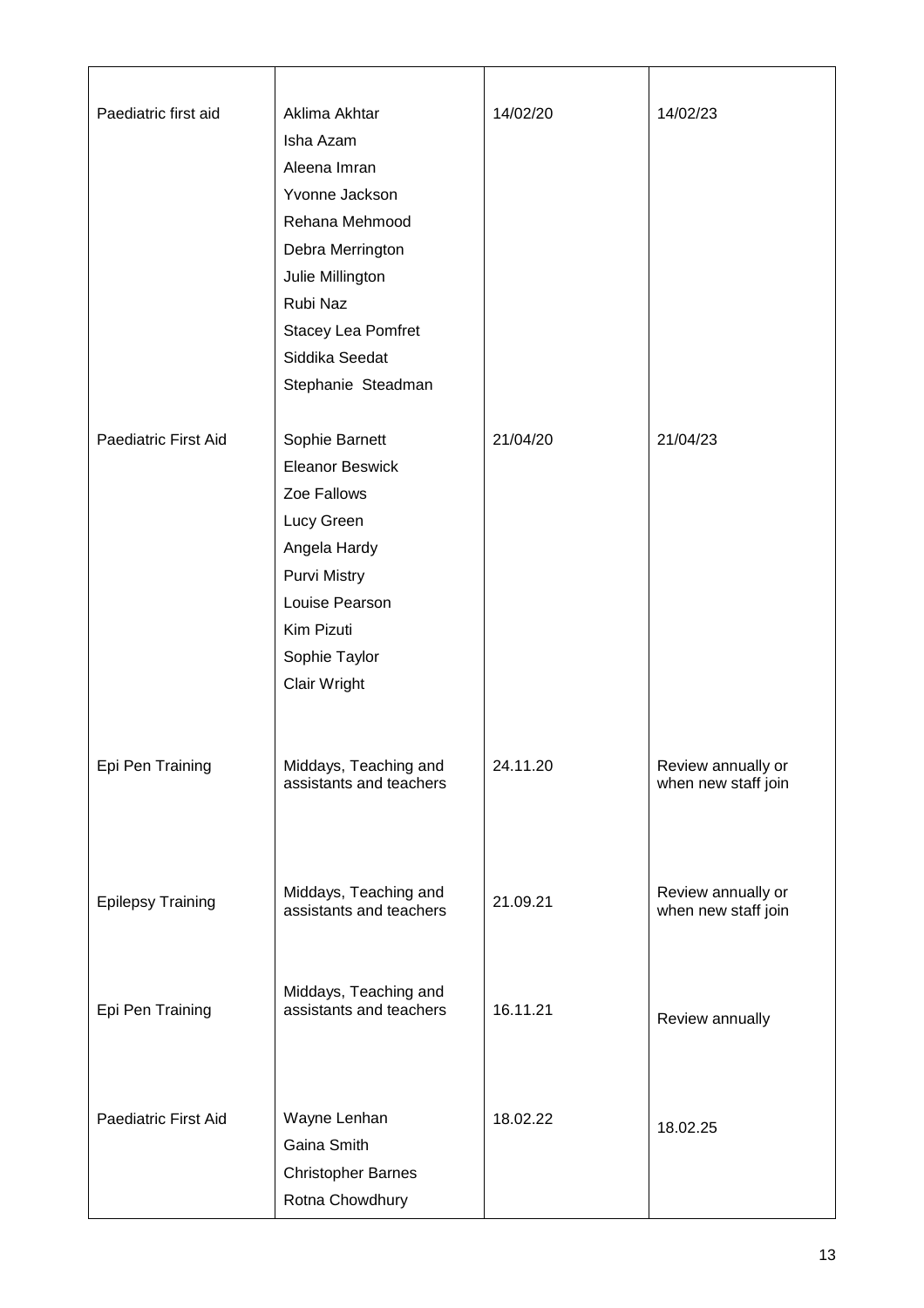|  |  |  |  |
|---|---|---|---|
| Paediatric first aid | Aklima Akhtar<br>Isha Azam<br>Aleena Imran<br>Yvonne Jackson<br>Rehana Mehmood<br>Debra Merrington<br>Julie Millington<br>Rubi Naz<br>Stacey Lea Pomfret<br>Siddika Seedat<br>Stephanie Steadman | 14/02/20 | 14/02/23 |
| Paediatric First Aid | Sophie Barnett<br>Eleanor Beswick<br>Zoe Fallows<br>Lucy Green<br>Angela Hardy<br>Purvi Mistry<br>Louise Pearson<br>Kim Pizuti<br>Sophie Taylor<br>Clair Wright | 21/04/20 | 21/04/23 |
| Epi Pen Training | Middays, Teaching and assistants and teachers | 24.11.20 | Review annually or when new staff join |
| Epilepsy Training | Middays, Teaching and assistants and teachers | 21.09.21 | Review annually or when new staff join |
| Epi Pen Training | Middays, Teaching and assistants and teachers | 16.11.21 | Review annually |
| Paediatric First Aid | Wayne Lenhan<br>Gaina Smith<br>Christopher Barnes<br>Rotna Chowdhury | 18.02.22 | 18.02.25 |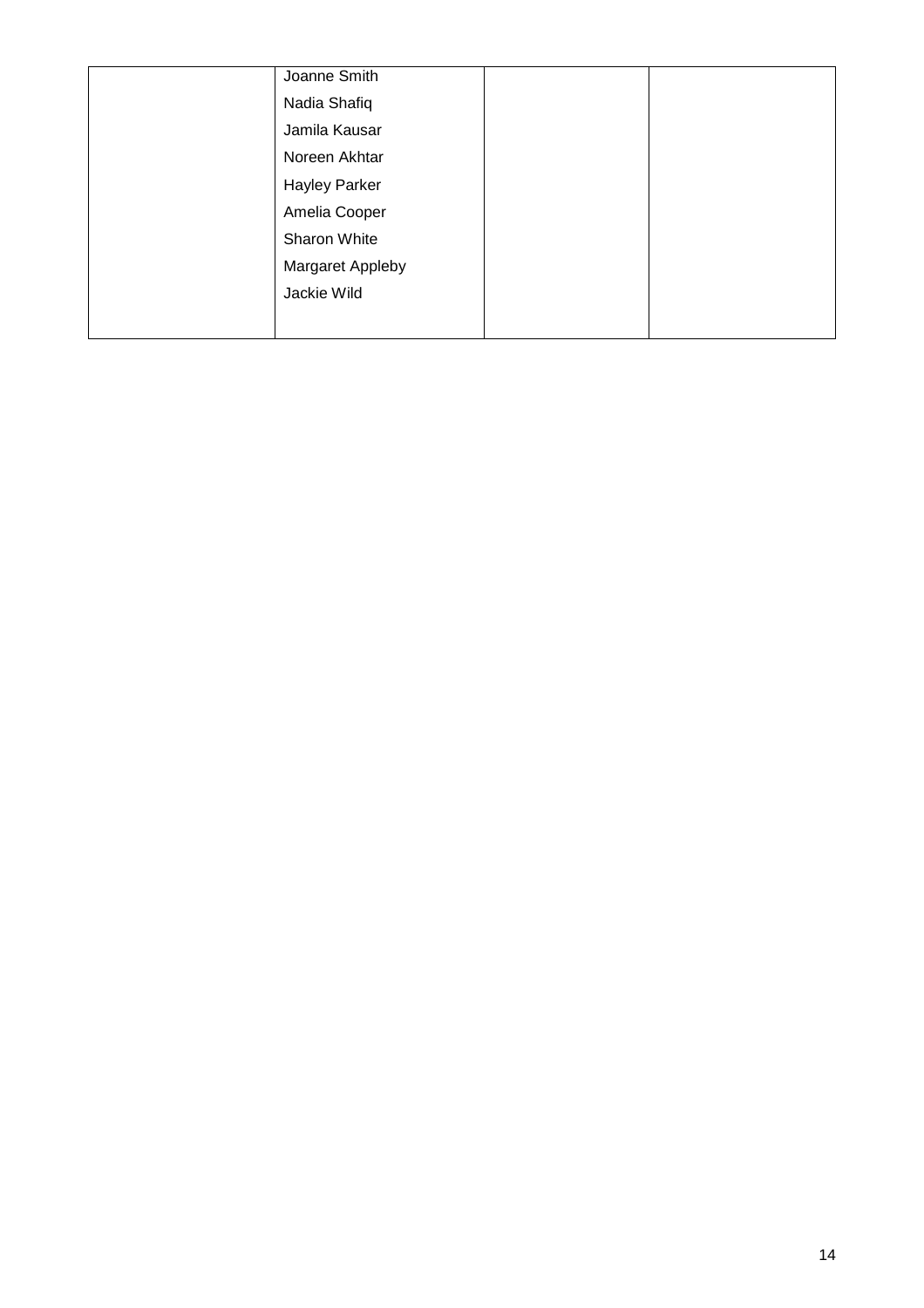|  | Joanne Smith<br>Nadia Shafiq<br>Jamila Kausar<br>Noreen Akhtar<br>Hayley Parker<br>Amelia Cooper<br>Sharon White<br>Margaret Appleby<br>Jackie Wild |  |  |
|---|---|---|---|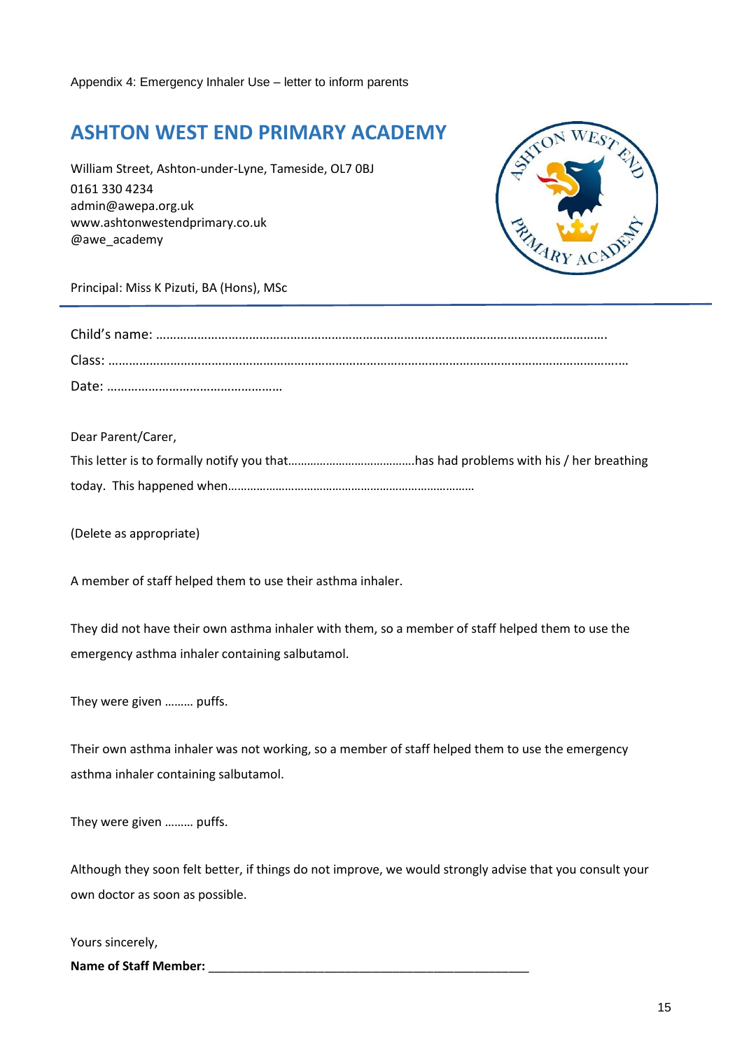Appendix 4: Emergency Inhaler Use – letter to inform parents

# ASHTON WEST END PRIMARY ACADEMY

William Street, Ashton-under-Lyne, Tameside, OL7 0BJ
0161 330 4234
admin@awepa.org.uk
www.ashtonwestendprimary.co.uk
@awe_academy

Principal: Miss K Pizuti, BA (Hons), MSc

---

Child's name: ……………………………………………………………………………………………………………….

Class: …………………………………………………………………………………………………………………………………..

Date: ……………………………………………

Dear Parent/Carer,

This letter is to formally notify you that…………………………………has had problems with his / her breathing today. This happened when……………………………………………………………………

(Delete as appropriate)

A member of staff helped them to use their asthma inhaler.

They did not have their own asthma inhaler with them, so a member of staff helped them to use the emergency asthma inhaler containing salbutamol.

They were given ……… puffs.

Their own asthma inhaler was not working, so a member of staff helped them to use the emergency asthma inhaler containing salbutamol.

They were given ……… puffs.

Although they soon felt better, if things do not improve, we would strongly advise that you consult your own doctor as soon as possible.

Yours sincerely,

**Name of Staff Member:** ________________________________________________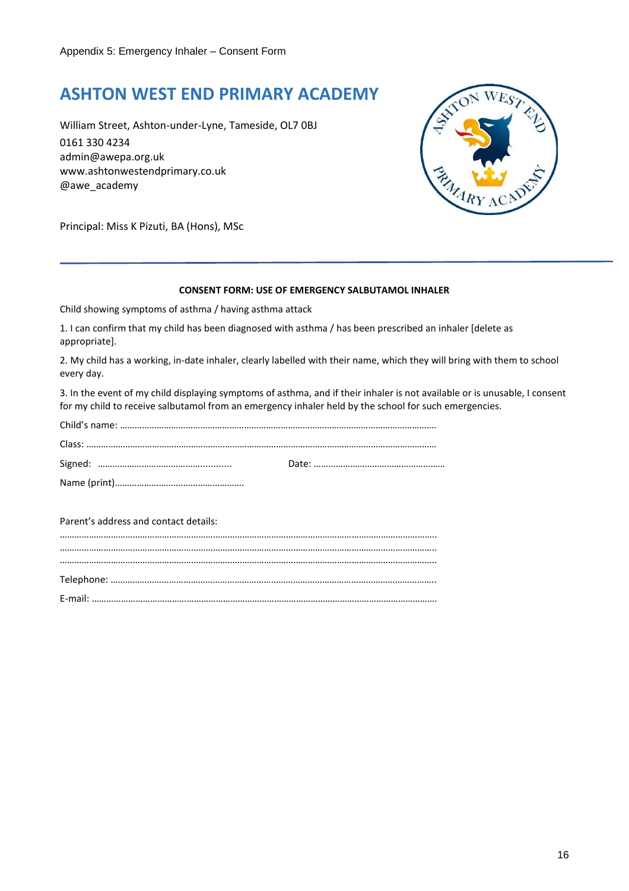Appendix 5: Emergency Inhaler – Consent Form

# ASHTON WEST END PRIMARY ACADEMY

William Street, Ashton-under-Lyne, Tameside, OL7 0BJ
0161 330 4234
admin@awepa.org.uk
www.ashtonwestendprimary.co.uk
@awe_academy

Principal: Miss K Pizuti, BA (Hons), MSc

---

**CONSENT FORM: USE OF EMERGENCY SALBUTAMOL INHALER**

Child showing symptoms of asthma / having asthma attack

1. I can confirm that my child has been diagnosed with asthma / has been prescribed an inhaler [delete as appropriate].

2. My child has a working, in-date inhaler, clearly labelled with their name, which they will bring with them to school every day.

3. In the event of my child displaying symptoms of asthma, and if their inhaler is not available or is unusable, I consent for my child to receive salbutamol from an emergency inhaler held by the school for such emergencies.

Child's name: ……………………………………………………………………………………………………………….

Class: ……………………………………………………………………………………………………………………………

Signed: ……………………………………………...... Date: ………………………………………………

Name (print)……………………………………………….

Parent's address and contact details:

……………………………………………………………………………………………………………………………………..

……………………………………………………………………………………………………………………………………..

……………………………………………………………………………………………………………………………………..

Telephone: ……………………………………………………………………………………………………………………..

E-mail: ……………………………………………………………………………………………………………………………